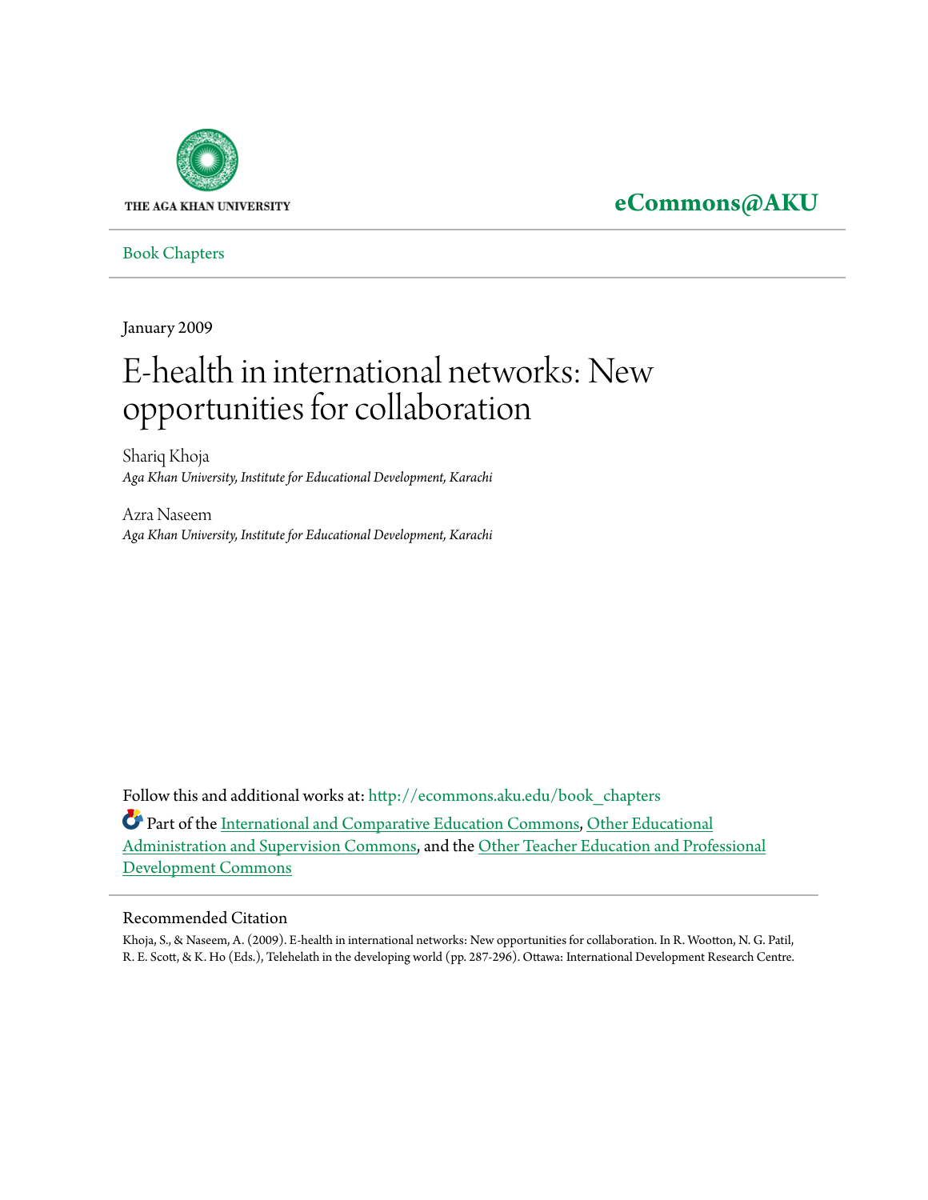THE AGA KHAN UNIVERSITY

**eCommons@AKU**

Book Chapters

January 2009

# E-health in international networks: New opportunities for collaboration

Shariq Khoja
*Aga Khan University, Institute for Educational Development, Karachi*

Azra Naseem
*Aga Khan University, Institute for Educational Development, Karachi*

Follow this and additional works at: http://ecommons.aku.edu/book_chapters

Part of the International and Comparative Education Commons, Other Educational Administration and Supervision Commons, and the Other Teacher Education and Professional Development Commons

## Recommended Citation

Khoja, S., & Naseem, A. (2009). E-health in international networks: New opportunities for collaboration. In R. Wootton, N. G. Patil, R. E. Scott, & K. Ho (Eds.), Telehelath in the developing world (pp. 287-296). Ottawa: International Development Research Centre.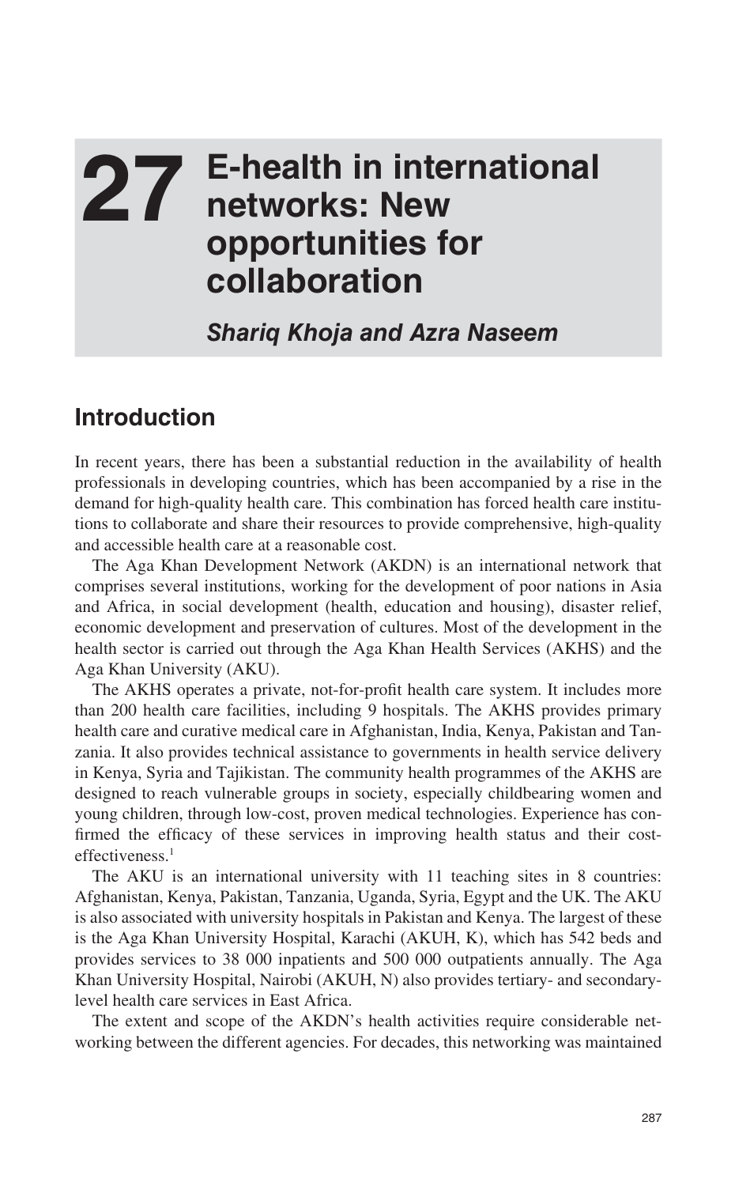# 27 E-health in international networks: New opportunities for collaboration

***Shariq Khoja and Azra Naseem***

## Introduction

In recent years, there has been a substantial reduction in the availability of health professionals in developing countries, which has been accompanied by a rise in the demand for high-quality health care. This combination has forced health care institutions to collaborate and share their resources to provide comprehensive, high-quality and accessible health care at a reasonable cost.

The Aga Khan Development Network (AKDN) is an international network that comprises several institutions, working for the development of poor nations in Asia and Africa, in social development (health, education and housing), disaster relief, economic development and preservation of cultures. Most of the development in the health sector is carried out through the Aga Khan Health Services (AKHS) and the Aga Khan University (AKU).

The AKHS operates a private, not-for-profit health care system. It includes more than 200 health care facilities, including 9 hospitals. The AKHS provides primary health care and curative medical care in Afghanistan, India, Kenya, Pakistan and Tanzania. It also provides technical assistance to governments in health service delivery in Kenya, Syria and Tajikistan. The community health programmes of the AKHS are designed to reach vulnerable groups in society, especially childbearing women and young children, through low-cost, proven medical technologies. Experience has confirmed the efficacy of these services in improving health status and their cost-effectiveness.[1]

The AKU is an international university with 11 teaching sites in 8 countries: Afghanistan, Kenya, Pakistan, Tanzania, Uganda, Syria, Egypt and the UK. The AKU is also associated with university hospitals in Pakistan and Kenya. The largest of these is the Aga Khan University Hospital, Karachi (AKUH, K), which has 542 beds and provides services to 38 000 inpatients and 500 000 outpatients annually. The Aga Khan University Hospital, Nairobi (AKUH, N) also provides tertiary- and secondary-level health care services in East Africa.

The extent and scope of the AKDN's health activities require considerable networking between the different agencies. For decades, this networking was maintained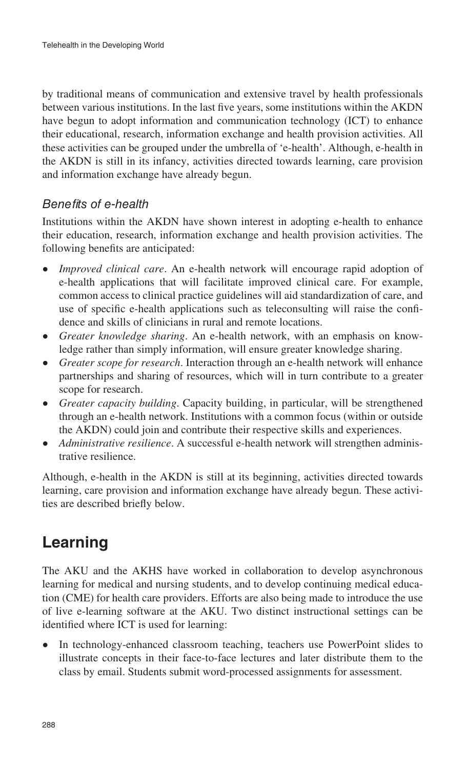by traditional means of communication and extensive travel by health professionals between various institutions. In the last five years, some institutions within the AKDN have begun to adopt information and communication technology (ICT) to enhance their educational, research, information exchange and health provision activities. All these activities can be grouped under the umbrella of 'e-health'. Although, e-health in the AKDN is still in its infancy, activities directed towards learning, care provision and information exchange have already begun.

### *Benefits of e-health*

Institutions within the AKDN have shown interest in adopting e-health to enhance their education, research, information exchange and health provision activities. The following benefits are anticipated:

- *Improved clinical care*. An e-health network will encourage rapid adoption of e-health applications that will facilitate improved clinical care. For example, common access to clinical practice guidelines will aid standardization of care, and use of specific e-health applications such as teleconsulting will raise the confidence and skills of clinicians in rural and remote locations.
- *Greater knowledge sharing*. An e-health network, with an emphasis on knowledge rather than simply information, will ensure greater knowledge sharing.
- *Greater scope for research*. Interaction through an e-health network will enhance partnerships and sharing of resources, which will in turn contribute to a greater scope for research.
- *Greater capacity building*. Capacity building, in particular, will be strengthened through an e-health network. Institutions with a common focus (within or outside the AKDN) could join and contribute their respective skills and experiences.
- *Administrative resilience*. A successful e-health network will strengthen administrative resilience.

Although, e-health in the AKDN is still at its beginning, activities directed towards learning, care provision and information exchange have already begun. These activities are described briefly below.

## Learning

The AKU and the AKHS have worked in collaboration to develop asynchronous learning for medical and nursing students, and to develop continuing medical education (CME) for health care providers. Efforts are also being made to introduce the use of live e-learning software at the AKU. Two distinct instructional settings can be identified where ICT is used for learning:

- In technology-enhanced classroom teaching, teachers use PowerPoint slides to illustrate concepts in their face-to-face lectures and later distribute them to the class by email. Students submit word-processed assignments for assessment.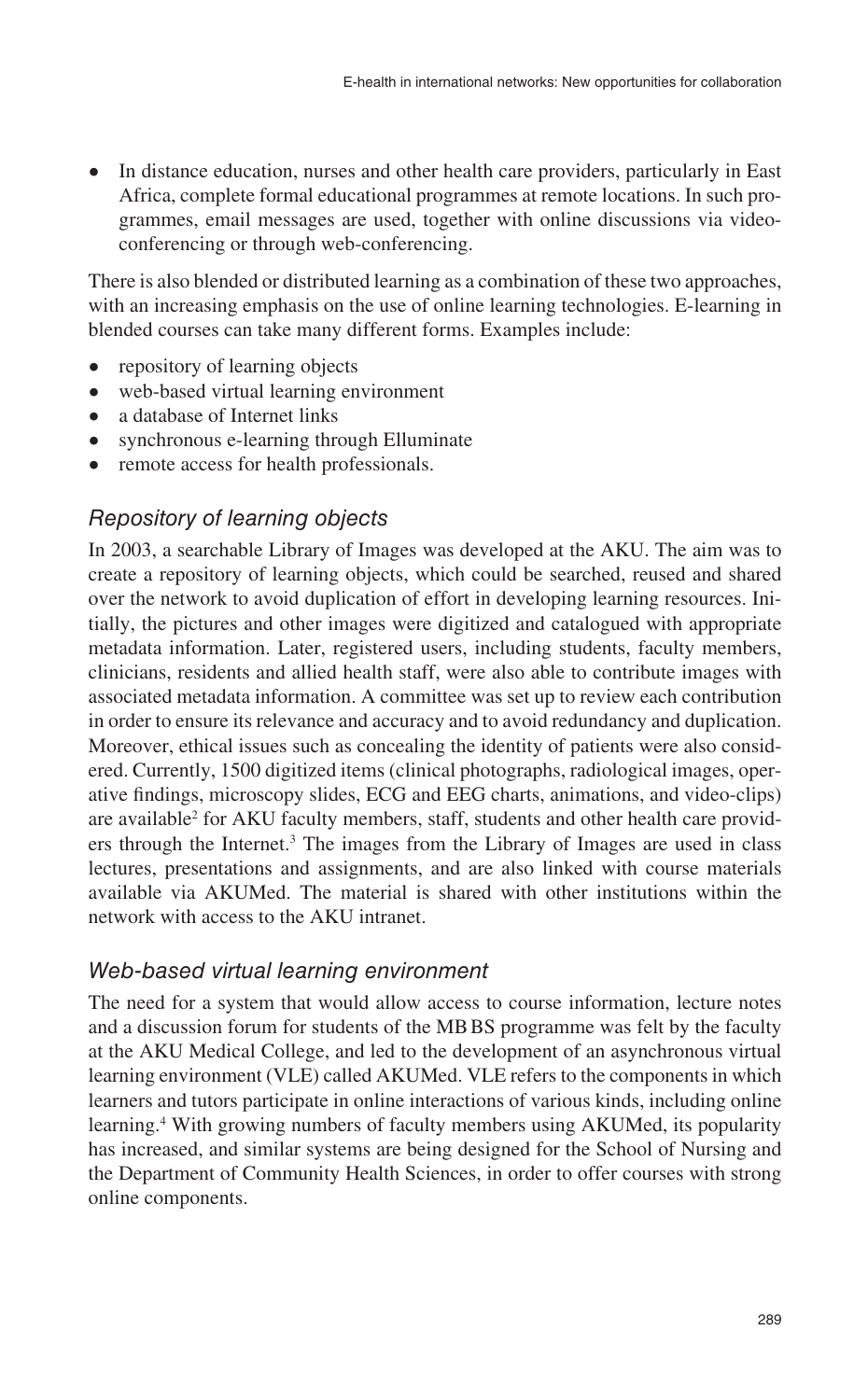- In distance education, nurses and other health care providers, particularly in East Africa, complete formal educational programmes at remote locations. In such programmes, email messages are used, together with online discussions via videoconferencing or through web-conferencing.

There is also blended or distributed learning as a combination of these two approaches, with an increasing emphasis on the use of online learning technologies. E-learning in blended courses can take many different forms. Examples include:

- repository of learning objects
- web-based virtual learning environment
- a database of Internet links
- synchronous e-learning through Elluminate
- remote access for health professionals.

## *Repository of learning objects*

In 2003, a searchable Library of Images was developed at the AKU. The aim was to create a repository of learning objects, which could be searched, reused and shared over the network to avoid duplication of effort in developing learning resources. Initially, the pictures and other images were digitized and catalogued with appropriate metadata information. Later, registered users, including students, faculty members, clinicians, residents and allied health staff, were also able to contribute images with associated metadata information. A committee was set up to review each contribution in order to ensure its relevance and accuracy and to avoid redundancy and duplication. Moreover, ethical issues such as concealing the identity of patients were also considered. Currently, 1500 digitized items (clinical photographs, radiological images, operative findings, microscopy slides, ECG and EEG charts, animations, and video-clips) are available[2] for AKU faculty members, staff, students and other health care providers through the Internet.[3] The images from the Library of Images are used in class lectures, presentations and assignments, and are also linked with course materials available via AKUMed. The material is shared with other institutions within the network with access to the AKU intranet.

## *Web-based virtual learning environment*

The need for a system that would allow access to course information, lecture notes and a discussion forum for students of the MB BS programme was felt by the faculty at the AKU Medical College, and led to the development of an asynchronous virtual learning environment (VLE) called AKUMed. VLE refers to the components in which learners and tutors participate in online interactions of various kinds, including online learning.[4] With growing numbers of faculty members using AKUMed, its popularity has increased, and similar systems are being designed for the School of Nursing and the Department of Community Health Sciences, in order to offer courses with strong online components.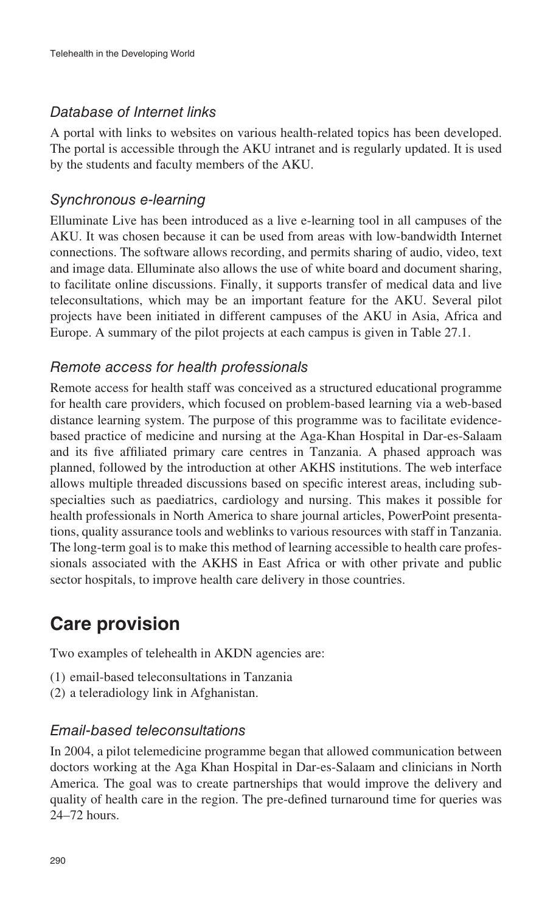### *Database of Internet links*

A portal with links to websites on various health-related topics has been developed. The portal is accessible through the AKU intranet and is regularly updated. It is used by the students and faculty members of the AKU.

### *Synchronous e-learning*

Elluminate Live has been introduced as a live e-learning tool in all campuses of the AKU. It was chosen because it can be used from areas with low-bandwidth Internet connections. The software allows recording, and permits sharing of audio, video, text and image data. Elluminate also allows the use of white board and document sharing, to facilitate online discussions. Finally, it supports transfer of medical data and live teleconsultations, which may be an important feature for the AKU. Several pilot projects have been initiated in different campuses of the AKU in Asia, Africa and Europe. A summary of the pilot projects at each campus is given in Table 27.1.

### *Remote access for health professionals*

Remote access for health staff was conceived as a structured educational programme for health care providers, which focused on problem-based learning via a web-based distance learning system. The purpose of this programme was to facilitate evidence-based practice of medicine and nursing at the Aga-Khan Hospital in Dar-es-Salaam and its five affiliated primary care centres in Tanzania. A phased approach was planned, followed by the introduction at other AKHS institutions. The web interface allows multiple threaded discussions based on specific interest areas, including sub-specialties such as paediatrics, cardiology and nursing. This makes it possible for health professionals in North America to share journal articles, PowerPoint presentations, quality assurance tools and weblinks to various resources with staff in Tanzania. The long-term goal is to make this method of learning accessible to health care professionals associated with the AKHS in East Africa or with other private and public sector hospitals, to improve health care delivery in those countries.

## **Care provision**

Two examples of telehealth in AKDN agencies are:

(1) email-based teleconsultations in Tanzania
(2) a teleradiology link in Afghanistan.

### *Email-based teleconsultations*

In 2004, a pilot telemedicine programme began that allowed communication between doctors working at the Aga Khan Hospital in Dar-es-Salaam and clinicians in North America. The goal was to create partnerships that would improve the delivery and quality of health care in the region. The pre-defined turnaround time for queries was 24–72 hours.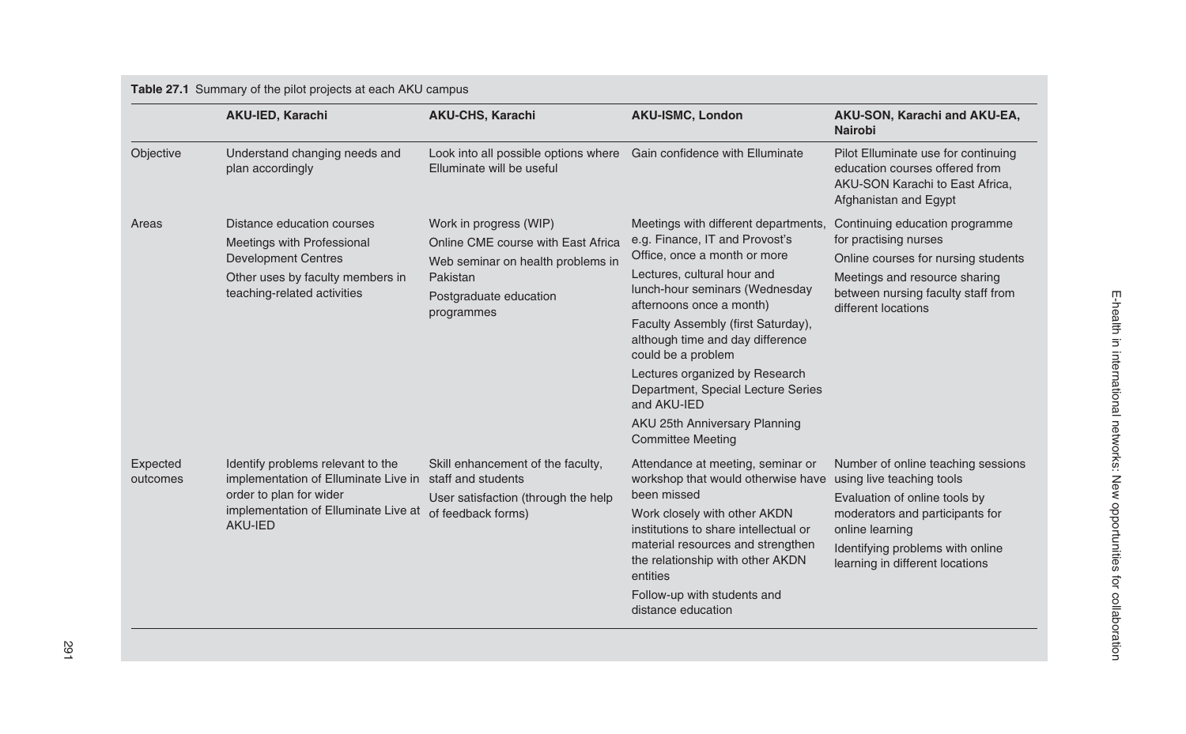**Table 27.1** Summary of the pilot projects at each AKU campus

| | AKU-IED, Karachi | AKU-CHS, Karachi | AKU-ISMC, London | AKU-SON, Karachi and AKU-EA, Nairobi |
|---|---|---|---|---|
| Objective | Understand changing needs and plan accordingly | Look into all possible options where Elluminate will be useful | Gain confidence with Elluminate | Pilot Elluminate use for continuing education courses offered from AKU-SON Karachi to East Africa, Afghanistan and Egypt |
| Areas | Distance education courses<br>Meetings with Professional Development Centres<br>Other uses by faculty members in teaching-related activities | Work in progress (WIP)<br>Online CME course with East Africa<br>Web seminar on health problems in Pakistan<br>Postgraduate education programmes | Meetings with different departments, e.g. Finance, IT and Provost's Office, once a month or more<br>Lectures, cultural hour and lunch-hour seminars (Wednesday afternoons once a month)<br>Faculty Assembly (first Saturday), although time and day difference could be a problem<br>Lectures organized by Research Department, Special Lecture Series and AKU-IED<br>AKU 25th Anniversary Planning Committee Meeting | Continuing education programme for practising nurses<br>Online courses for nursing students<br>Meetings and resource sharing between nursing faculty staff from different locations |
| Expected outcomes | Identify problems relevant to the implementation of Elluminate Live in order to plan for wider implementation of Elluminate Live at AKU-IED | Skill enhancement of the faculty, staff and students<br>User satisfaction (through the help of feedback forms) | Attendance at meeting, seminar or workshop that would otherwise have been missed<br>Work closely with other AKDN institutions to share intellectual or material resources and strengthen the relationship with other AKDN entities<br>Follow-up with students and distance education | Number of online teaching sessions using live teaching tools<br>Evaluation of online tools by moderators and participants for online learning<br>Identifying problems with online learning in different locations |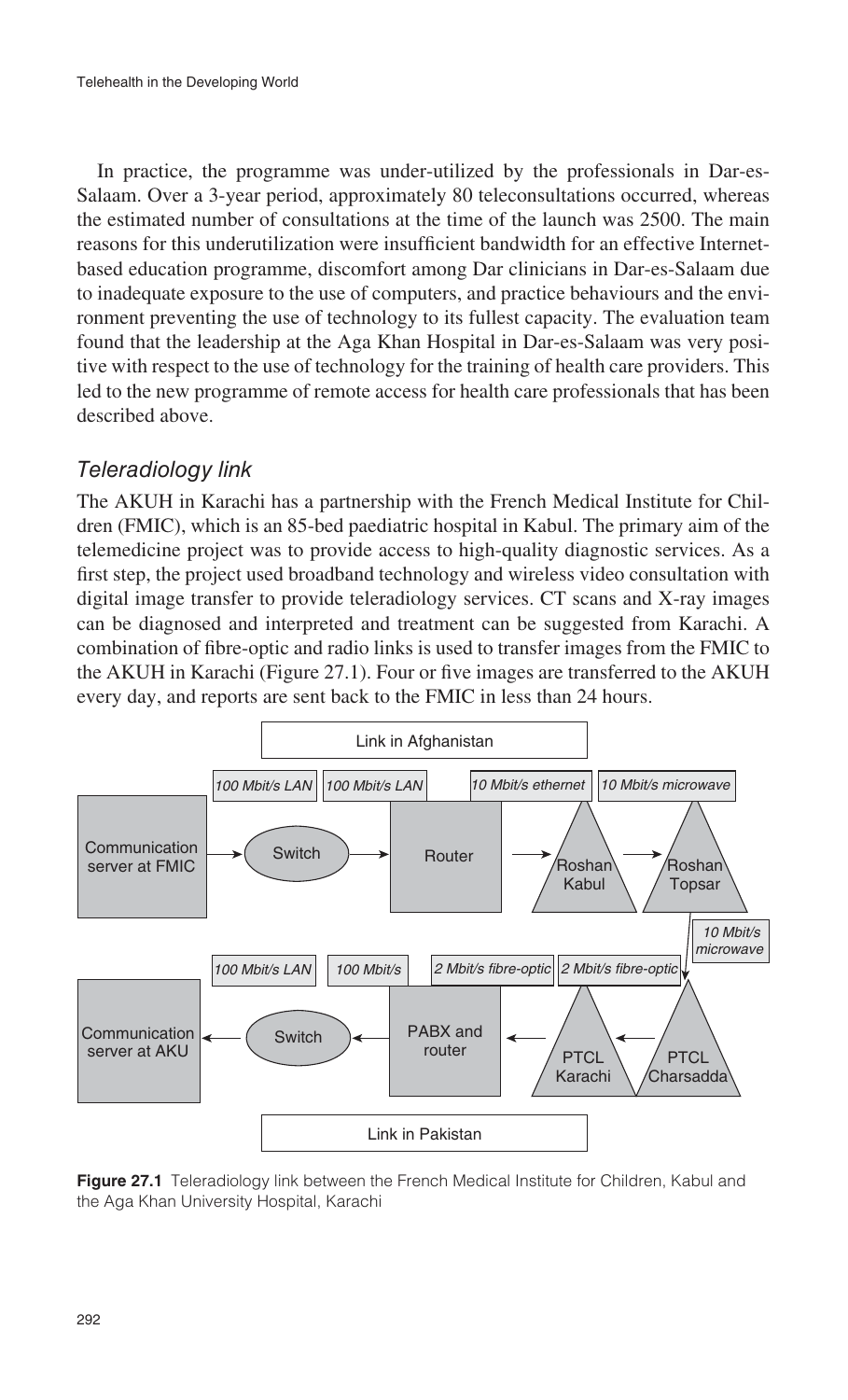In practice, the programme was under-utilized by the professionals in Dar-es-Salaam. Over a 3-year period, approximately 80 teleconsultations occurred, whereas the estimated number of consultations at the time of the launch was 2500. The main reasons for this underutilization were insufficient bandwidth for an effective Internet-based education programme, discomfort among Dar clinicians in Dar-es-Salaam due to inadequate exposure to the use of computers, and practice behaviours and the environment preventing the use of technology to its fullest capacity. The evaluation team found that the leadership at the Aga Khan Hospital in Dar-es-Salaam was very positive with respect to the use of technology for the training of health care providers. This led to the new programme of remote access for health care professionals that has been described above.

### *Teleradiology link*

The AKUH in Karachi has a partnership with the French Medical Institute for Children (FMIC), which is an 85-bed paediatric hospital in Kabul. The primary aim of the telemedicine project was to provide access to high-quality diagnostic services. As a first step, the project used broadband technology and wireless video consultation with digital image transfer to provide teleradiology services. CT scans and X-ray images can be diagnosed and interpreted and treatment can be suggested from Karachi. A combination of fibre-optic and radio links is used to transfer images from the FMIC to the AKUH in Karachi (Figure 27.1). Four or five images are transferred to the AKUH every day, and reports are sent back to the FMIC in less than 24 hours.

**Figure 27.1** Teleradiology link between the French Medical Institute for Children, Kabul and the Aga Khan University Hospital, Karachi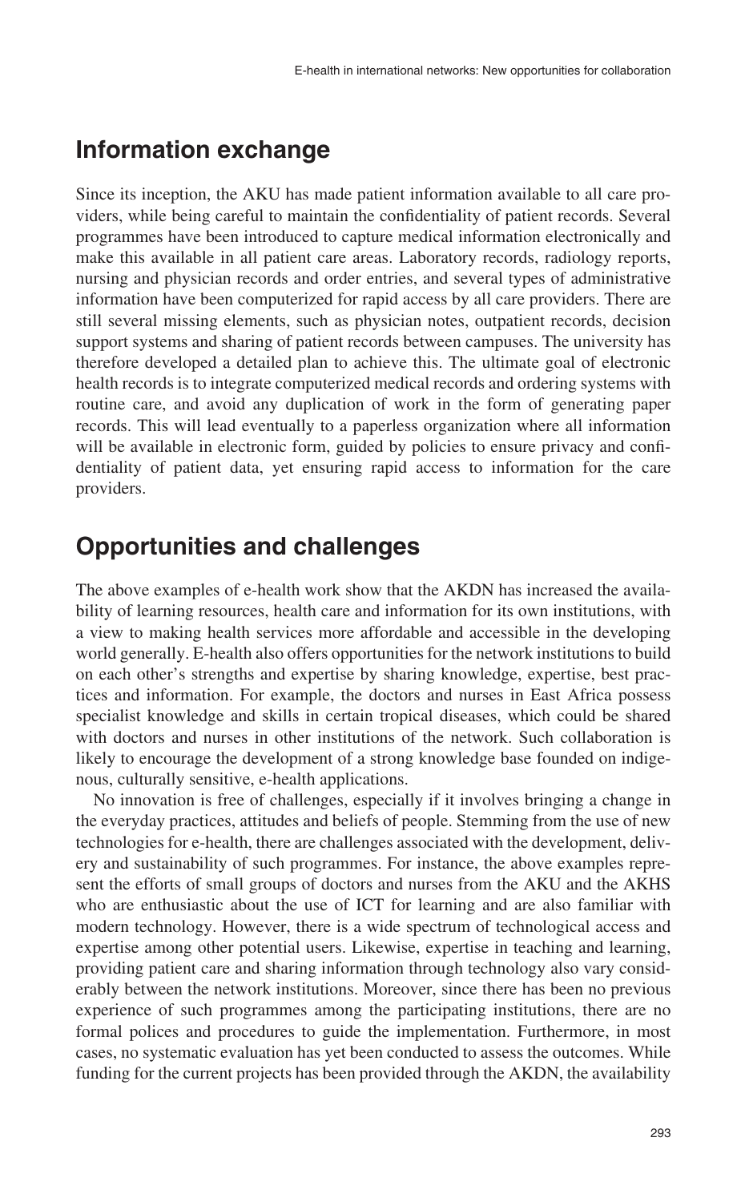## Information exchange

Since its inception, the AKU has made patient information available to all care providers, while being careful to maintain the confidentiality of patient records. Several programmes have been introduced to capture medical information electronically and make this available in all patient care areas. Laboratory records, radiology reports, nursing and physician records and order entries, and several types of administrative information have been computerized for rapid access by all care providers. There are still several missing elements, such as physician notes, outpatient records, decision support systems and sharing of patient records between campuses. The university has therefore developed a detailed plan to achieve this. The ultimate goal of electronic health records is to integrate computerized medical records and ordering systems with routine care, and avoid any duplication of work in the form of generating paper records. This will lead eventually to a paperless organization where all information will be available in electronic form, guided by policies to ensure privacy and confidentiality of patient data, yet ensuring rapid access to information for the care providers.

## Opportunities and challenges

The above examples of e-health work show that the AKDN has increased the availability of learning resources, health care and information for its own institutions, with a view to making health services more affordable and accessible in the developing world generally. E-health also offers opportunities for the network institutions to build on each other's strengths and expertise by sharing knowledge, expertise, best practices and information. For example, the doctors and nurses in East Africa possess specialist knowledge and skills in certain tropical diseases, which could be shared with doctors and nurses in other institutions of the network. Such collaboration is likely to encourage the development of a strong knowledge base founded on indigenous, culturally sensitive, e-health applications.

No innovation is free of challenges, especially if it involves bringing a change in the everyday practices, attitudes and beliefs of people. Stemming from the use of new technologies for e-health, there are challenges associated with the development, delivery and sustainability of such programmes. For instance, the above examples represent the efforts of small groups of doctors and nurses from the AKU and the AKHS who are enthusiastic about the use of ICT for learning and are also familiar with modern technology. However, there is a wide spectrum of technological access and expertise among other potential users. Likewise, expertise in teaching and learning, providing patient care and sharing information through technology also vary considerably between the network institutions. Moreover, since there has been no previous experience of such programmes among the participating institutions, there are no formal polices and procedures to guide the implementation. Furthermore, in most cases, no systematic evaluation has yet been conducted to assess the outcomes. While funding for the current projects has been provided through the AKDN, the availability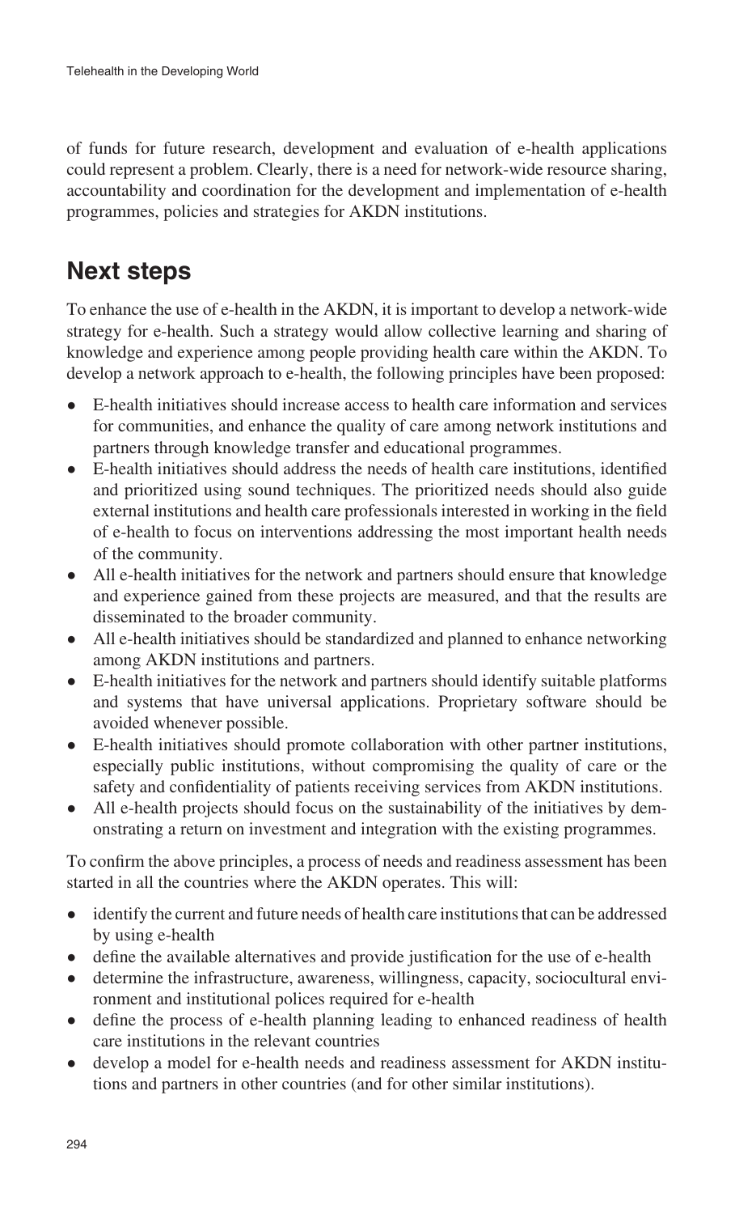of funds for future research, development and evaluation of e-health applications could represent a problem. Clearly, there is a need for network-wide resource sharing, accountability and coordination for the development and implementation of e-health programmes, policies and strategies for AKDN institutions.

## Next steps

To enhance the use of e-health in the AKDN, it is important to develop a network-wide strategy for e-health. Such a strategy would allow collective learning and sharing of knowledge and experience among people providing health care within the AKDN. To develop a network approach to e-health, the following principles have been proposed:

- E-health initiatives should increase access to health care information and services for communities, and enhance the quality of care among network institutions and partners through knowledge transfer and educational programmes.
- E-health initiatives should address the needs of health care institutions, identified and prioritized using sound techniques. The prioritized needs should also guide external institutions and health care professionals interested in working in the field of e-health to focus on interventions addressing the most important health needs of the community.
- All e-health initiatives for the network and partners should ensure that knowledge and experience gained from these projects are measured, and that the results are disseminated to the broader community.
- All e-health initiatives should be standardized and planned to enhance networking among AKDN institutions and partners.
- E-health initiatives for the network and partners should identify suitable platforms and systems that have universal applications. Proprietary software should be avoided whenever possible.
- E-health initiatives should promote collaboration with other partner institutions, especially public institutions, without compromising the quality of care or the safety and confidentiality of patients receiving services from AKDN institutions.
- All e-health projects should focus on the sustainability of the initiatives by demonstrating a return on investment and integration with the existing programmes.

To confirm the above principles, a process of needs and readiness assessment has been started in all the countries where the AKDN operates. This will:

- identify the current and future needs of health care institutions that can be addressed by using e-health
- define the available alternatives and provide justification for the use of e-health
- determine the infrastructure, awareness, willingness, capacity, sociocultural environment and institutional polices required for e-health
- define the process of e-health planning leading to enhanced readiness of health care institutions in the relevant countries
- develop a model for e-health needs and readiness assessment for AKDN institutions and partners in other countries (and for other similar institutions).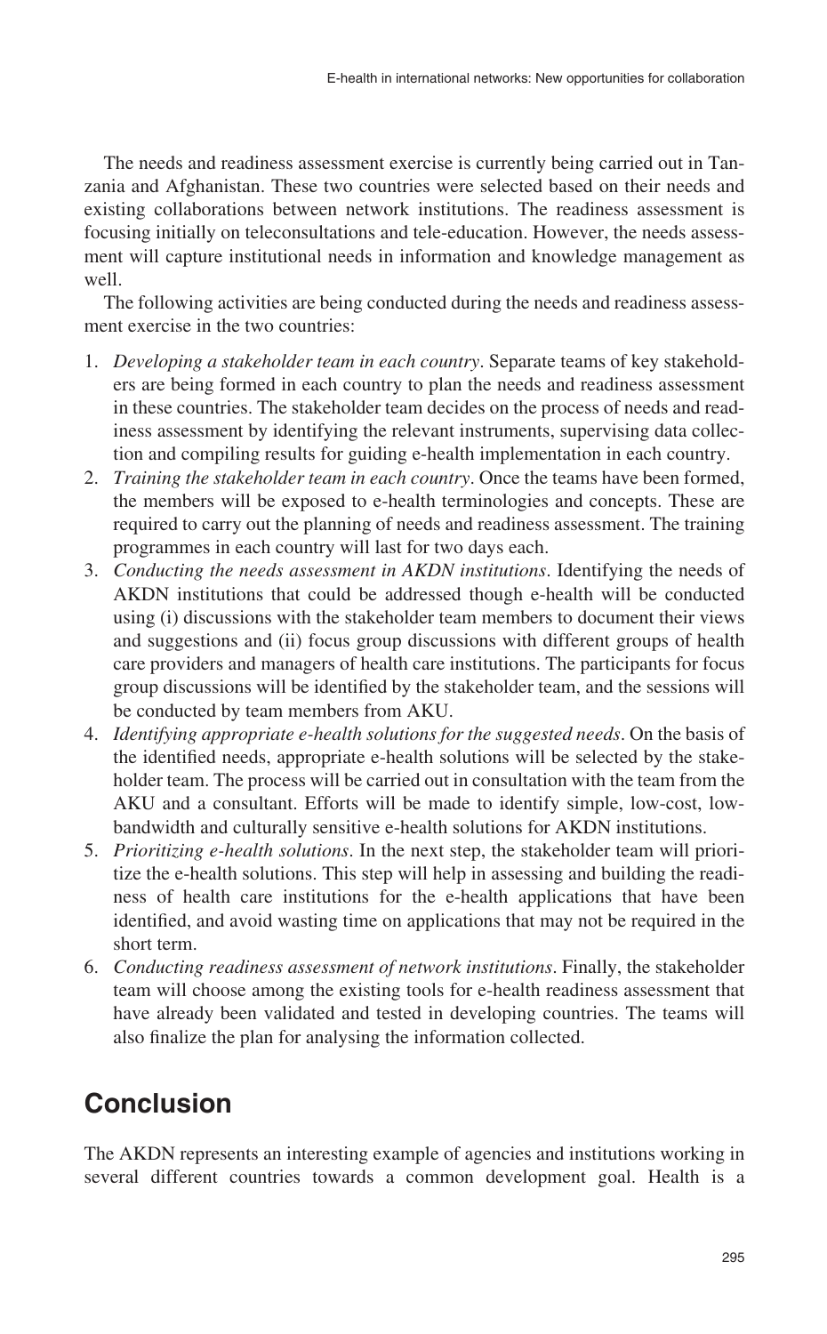The needs and readiness assessment exercise is currently being carried out in Tanzania and Afghanistan. These two countries were selected based on their needs and existing collaborations between network institutions. The readiness assessment is focusing initially on teleconsultations and tele-education. However, the needs assessment will capture institutional needs in information and knowledge management as well.

The following activities are being conducted during the needs and readiness assessment exercise in the two countries:

1. *Developing a stakeholder team in each country*. Separate teams of key stakeholders are being formed in each country to plan the needs and readiness assessment in these countries. The stakeholder team decides on the process of needs and readiness assessment by identifying the relevant instruments, supervising data collection and compiling results for guiding e-health implementation in each country.
2. *Training the stakeholder team in each country*. Once the teams have been formed, the members will be exposed to e-health terminologies and concepts. These are required to carry out the planning of needs and readiness assessment. The training programmes in each country will last for two days each.
3. *Conducting the needs assessment in AKDN institutions*. Identifying the needs of AKDN institutions that could be addressed though e-health will be conducted using (i) discussions with the stakeholder team members to document their views and suggestions and (ii) focus group discussions with different groups of health care providers and managers of health care institutions. The participants for focus group discussions will be identified by the stakeholder team, and the sessions will be conducted by team members from AKU.
4. *Identifying appropriate e-health solutions for the suggested needs*. On the basis of the identified needs, appropriate e-health solutions will be selected by the stakeholder team. The process will be carried out in consultation with the team from the AKU and a consultant. Efforts will be made to identify simple, low-cost, low-bandwidth and culturally sensitive e-health solutions for AKDN institutions.
5. *Prioritizing e-health solutions*. In the next step, the stakeholder team will prioritize the e-health solutions. This step will help in assessing and building the readiness of health care institutions for the e-health applications that have been identified, and avoid wasting time on applications that may not be required in the short term.
6. *Conducting readiness assessment of network institutions*. Finally, the stakeholder team will choose among the existing tools for e-health readiness assessment that have already been validated and tested in developing countries. The teams will also finalize the plan for analysing the information collected.

## Conclusion

The AKDN represents an interesting example of agencies and institutions working in several different countries towards a common development goal. Health is a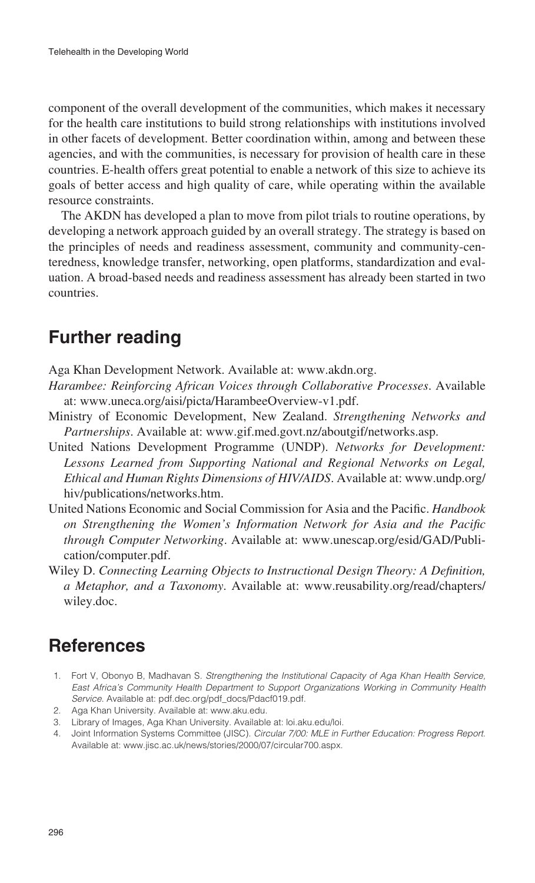component of the overall development of the communities, which makes it necessary for the health care institutions to build strong relationships with institutions involved in other facets of development. Better coordination within, among and between these agencies, and with the communities, is necessary for provision of health care in these countries. E-health offers great potential to enable a network of this size to achieve its goals of better access and high quality of care, while operating within the available resource constraints.

The AKDN has developed a plan to move from pilot trials to routine operations, by developing a network approach guided by an overall strategy. The strategy is based on the principles of needs and readiness assessment, community and community-centeredness, knowledge transfer, networking, open platforms, standardization and evaluation. A broad-based needs and readiness assessment has already been started in two countries.

## Further reading

Aga Khan Development Network. Available at: www.akdn.org.

*Harambee: Reinforcing African Voices through Collaborative Processes*. Available at: www.uneca.org/aisi/picta/HarambeeOverview-v1.pdf.

Ministry of Economic Development, New Zealand. *Strengthening Networks and Partnerships*. Available at: www.gif.med.govt.nz/aboutgif/networks.asp.

United Nations Development Programme (UNDP). *Networks for Development: Lessons Learned from Supporting National and Regional Networks on Legal, Ethical and Human Rights Dimensions of HIV/AIDS*. Available at: www.undp.org/hiv/publications/networks.htm.

United Nations Economic and Social Commission for Asia and the Pacific. *Handbook on Strengthening the Women's Information Network for Asia and the Pacific through Computer Networking*. Available at: www.unescap.org/esid/GAD/Publication/computer.pdf.

Wiley D. *Connecting Learning Objects to Instructional Design Theory: A Definition, a Metaphor, and a Taxonomy*. Available at: www.reusability.org/read/chapters/wiley.doc.

## References

1. Fort V, Obonyo B, Madhavan S. *Strengthening the Institutional Capacity of Aga Khan Health Service, East Africa's Community Health Department to Support Organizations Working in Community Health Service*. Available at: pdf.dec.org/pdf_docs/Pdacf019.pdf.
2. Aga Khan University. Available at: www.aku.edu.
3. Library of Images, Aga Khan University. Available at: loi.aku.edu/loi.
4. Joint Information Systems Committee (JISC). *Circular 7/00: MLE in Further Education: Progress Report*. Available at: www.jisc.ac.uk/news/stories/2000/07/circular700.aspx.